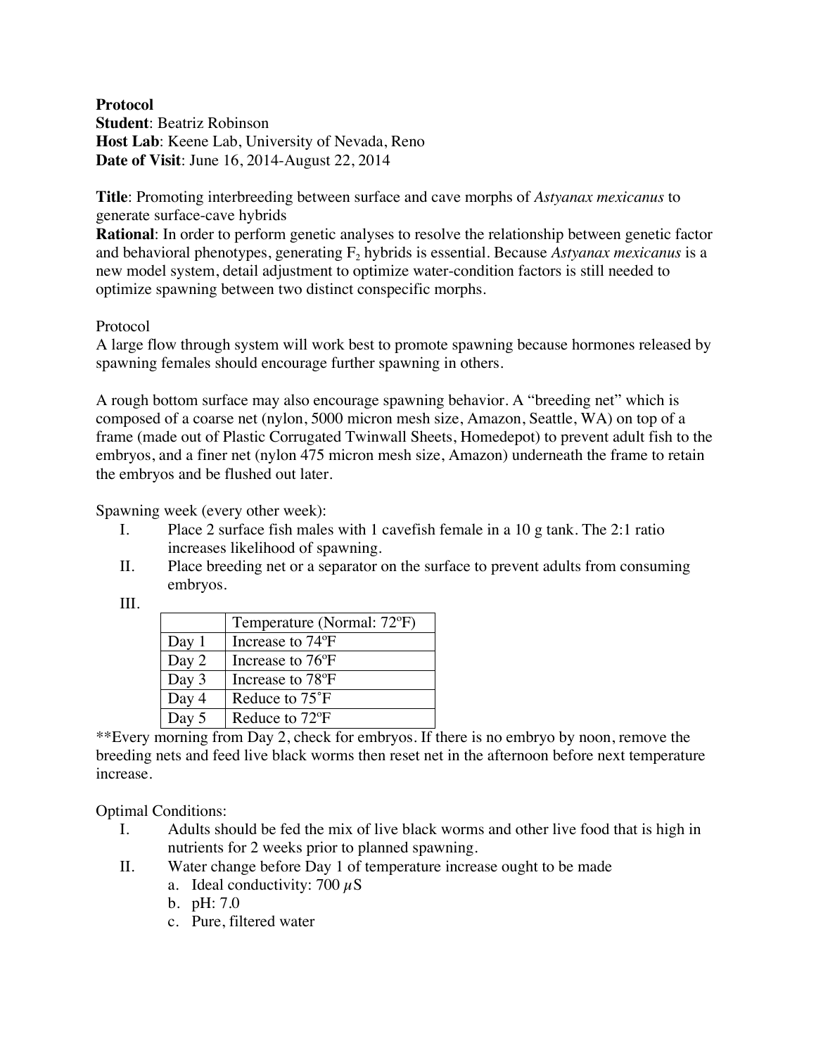**Protocol**
**Student**: Beatriz Robinson
**Host Lab**: Keene Lab, University of Nevada, Reno
**Date of Visit**: June 16, 2014-August 22, 2014

**Title**: Promoting interbreeding between surface and cave morphs of *Astyanax mexicanus* to generate surface-cave hybrids
**Rational**: In order to perform genetic analyses to resolve the relationship between genetic factor and behavioral phenotypes, generating $F_2$ hybrids is essential. Because *Astyanax mexicanus* is a new model system, detail adjustment to optimize water-condition factors is still needed to optimize spawning between two distinct conspecific morphs.

Protocol

A large flow through system will work best to promote spawning because hormones released by spawning females should encourage further spawning in others.

A rough bottom surface may also encourage spawning behavior. A "breeding net" which is composed of a coarse net (nylon, 5000 micron mesh size, Amazon, Seattle, WA) on top of a frame (made out of Plastic Corrugated Twinwall Sheets, Homedepot) to prevent adult fish to the embryos, and a finer net (nylon 475 micron mesh size, Amazon) underneath the frame to retain the embryos and be flushed out later.

Spawning week (every other week):

I. Place 2 surface fish males with 1 cavefish female in a 10 g tank. The 2:1 ratio increases likelihood of spawning.
II. Place breeding net or a separator on the surface to prevent adults from consuming embryos.
III.

| | Temperature (Normal: 72ºF) |
|---|---|
| Day 1 | Increase to 74ºF |
| Day 2 | Increase to 76ºF |
| Day 3 | Increase to 78ºF |
| Day 4 | Reduce to 75˚F |
| Day 5 | Reduce to 72ºF |

**Every morning from Day 2, check for embryos. If there is no embryo by noon, remove the breeding nets and feed live black worms then reset net in the afternoon before next temperature increase.

Optimal Conditions:

I. Adults should be fed the mix of live black worms and other live food that is high in nutrients for 2 weeks prior to planned spawning.
II. Water change before Day 1 of temperature increase ought to be made
    a. Ideal conductivity: 700 $\mu$S
    b. pH: 7.0
    c. Pure, filtered water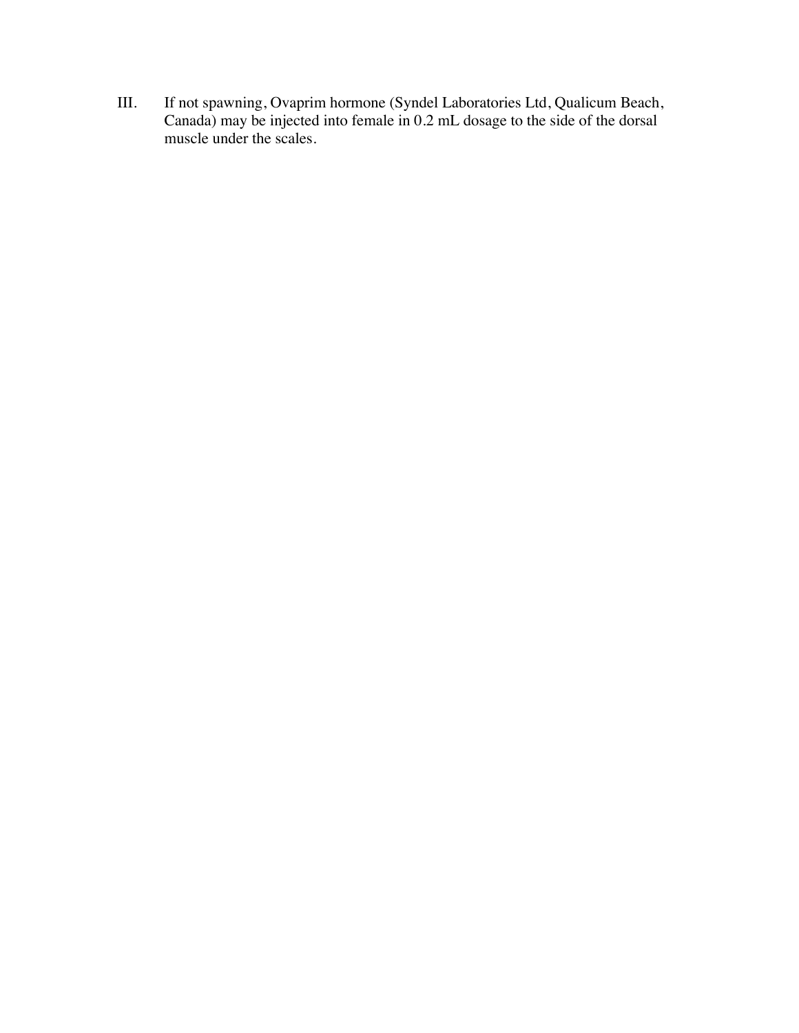III. If not spawning, Ovaprim hormone (Syndel Laboratories Ltd, Qualicum Beach, Canada) may be injected into female in 0.2 mL dosage to the side of the dorsal muscle under the scales.